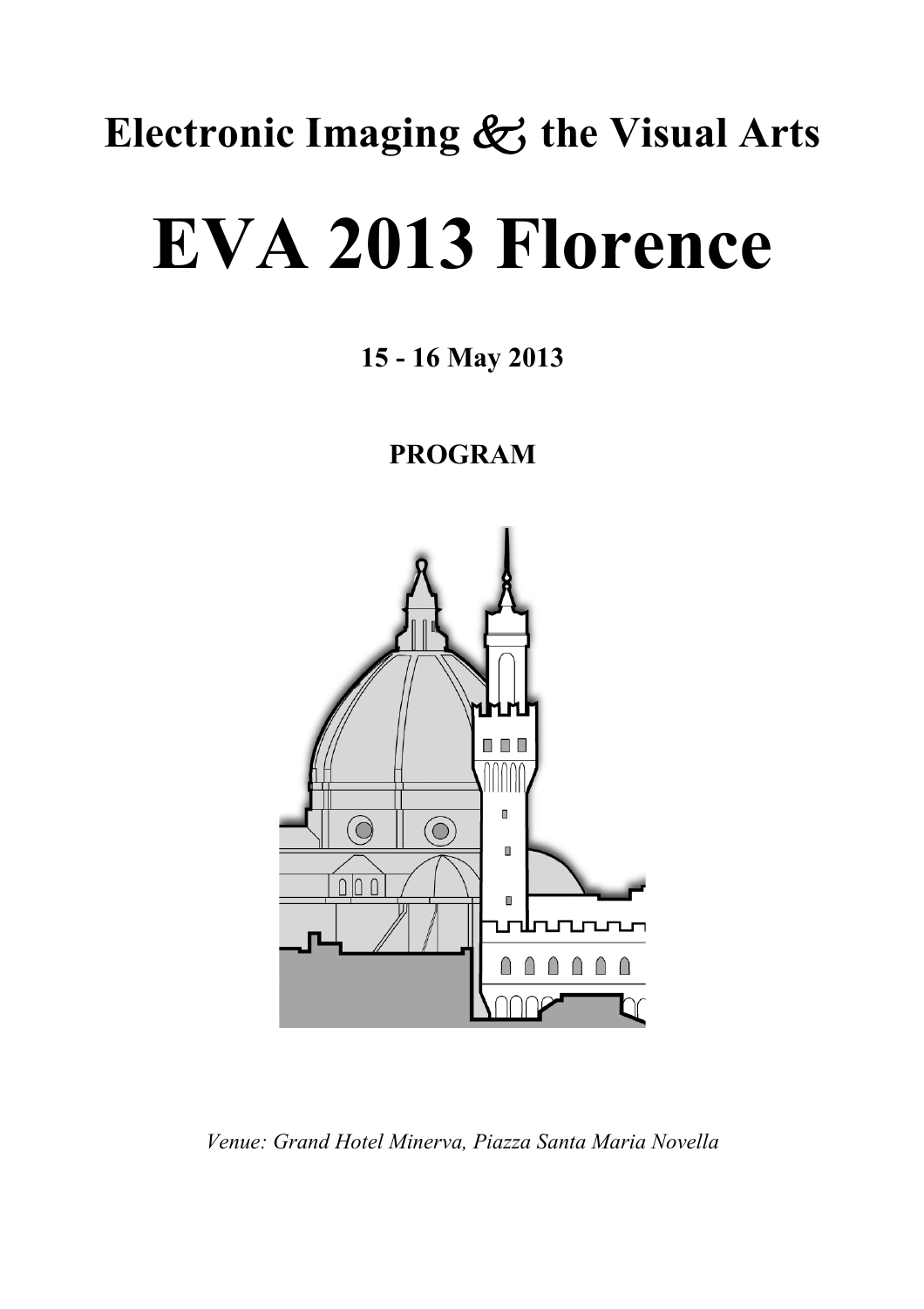# Electronic Imaging & the Visual Arts

# EVA 2013 Florence

**15 - 16 May 2013**

**PROGRAM**

*Venue: Grand Hotel Minerva, Piazza Santa Maria Novella*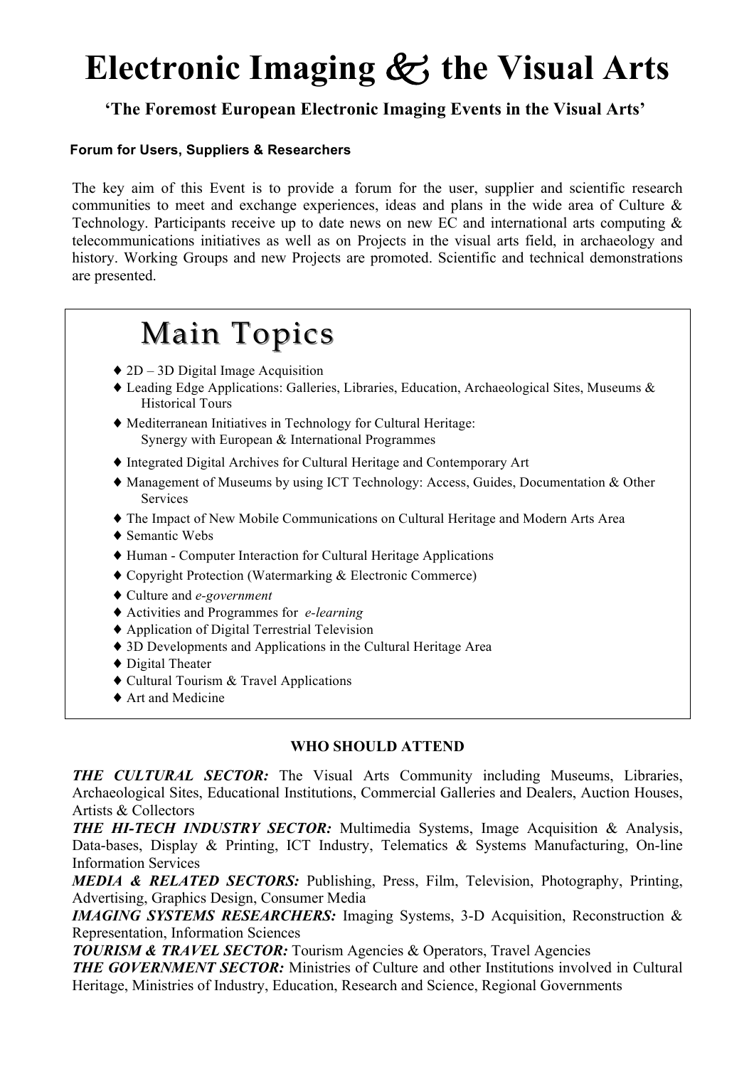# Electronic Imaging & the Visual Arts

**'The Foremost European Electronic Imaging Events in the Visual Arts'**

**Forum for Users, Suppliers & Researchers**

The key aim of this Event is to provide a forum for the user, supplier and scientific research communities to meet and exchange experiences, ideas and plans in the wide area of Culture & Technology. Participants receive up to date news on new EC and international arts computing & telecommunications initiatives as well as on Projects in the visual arts field, in archaeology and history. Working Groups and new Projects are promoted. Scientific and technical demonstrations are presented.

## Main Topics

- 2D – 3D Digital Image Acquisition
- Leading Edge Applications: Galleries, Libraries, Education, Archaeological Sites, Museums & Historical Tours
- Mediterranean Initiatives in Technology for Cultural Heritage: Synergy with European & International Programmes
- Integrated Digital Archives for Cultural Heritage and Contemporary Art
- Management of Museums by using ICT Technology: Access, Guides, Documentation & Other Services
- The Impact of New Mobile Communications on Cultural Heritage and Modern Arts Area
- Semantic Webs
- Human - Computer Interaction for Cultural Heritage Applications
- Copyright Protection (Watermarking & Electronic Commerce)
- Culture and *e-government*
- Activities and Programmes for *e-learning*
- Application of Digital Terrestrial Television
- 3D Developments and Applications in the Cultural Heritage Area
- Digital Theater
- Cultural Tourism & Travel Applications
- Art and Medicine

**WHO SHOULD ATTEND**

***THE CULTURAL SECTOR:*** The Visual Arts Community including Museums, Libraries, Archaeological Sites, Educational Institutions, Commercial Galleries and Dealers, Auction Houses, Artists & Collectors

***THE HI-TECH INDUSTRY SECTOR:*** Multimedia Systems, Image Acquisition & Analysis, Data-bases, Display & Printing, ICT Industry, Telematics & Systems Manufacturing, On-line Information Services

***MEDIA & RELATED SECTORS:*** Publishing, Press, Film, Television, Photography, Printing, Advertising, Graphics Design, Consumer Media

***IMAGING SYSTEMS RESEARCHERS:*** Imaging Systems, 3-D Acquisition, Reconstruction & Representation, Information Sciences

***TOURISM & TRAVEL SECTOR:*** Tourism Agencies & Operators, Travel Agencies

***THE GOVERNMENT SECTOR:*** Ministries of Culture and other Institutions involved in Cultural Heritage, Ministries of Industry, Education, Research and Science, Regional Governments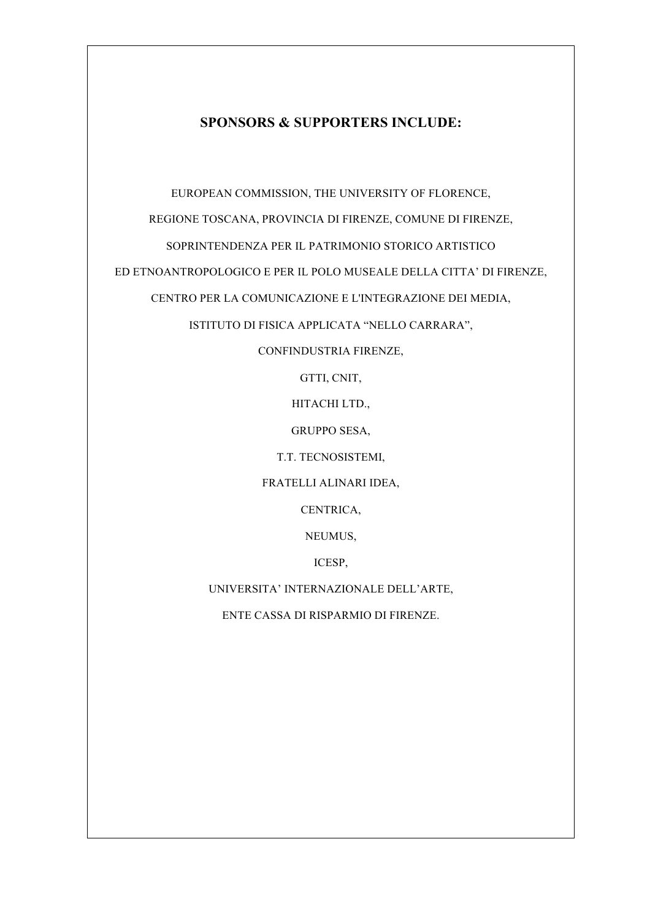## SPONSORS & SUPPORTERS INCLUDE:

EUROPEAN COMMISSION, THE UNIVERSITY OF FLORENCE,

REGIONE TOSCANA, PROVINCIA DI FIRENZE, COMUNE DI FIRENZE,

SOPRINTENDENZA PER IL PATRIMONIO STORICO ARTISTICO

ED ETNOANTROPOLOGICO E PER IL POLO MUSEALE DELLA CITTA' DI FIRENZE,

CENTRO PER LA COMUNICAZIONE E L'INTEGRAZIONE DEI MEDIA,

ISTITUTO DI FISICA APPLICATA "NELLO CARRARA",

CONFINDUSTRIA FIRENZE,

GTTI, CNIT,

HITACHI LTD.,

GRUPPO SESA,

T.T. TECNOSISTEMI,

FRATELLI ALINARI IDEA,

CENTRICA,

NEUMUS,

ICESP,

UNIVERSITA' INTERNAZIONALE DELL'ARTE,

ENTE CASSA DI RISPARMIO DI FIRENZE.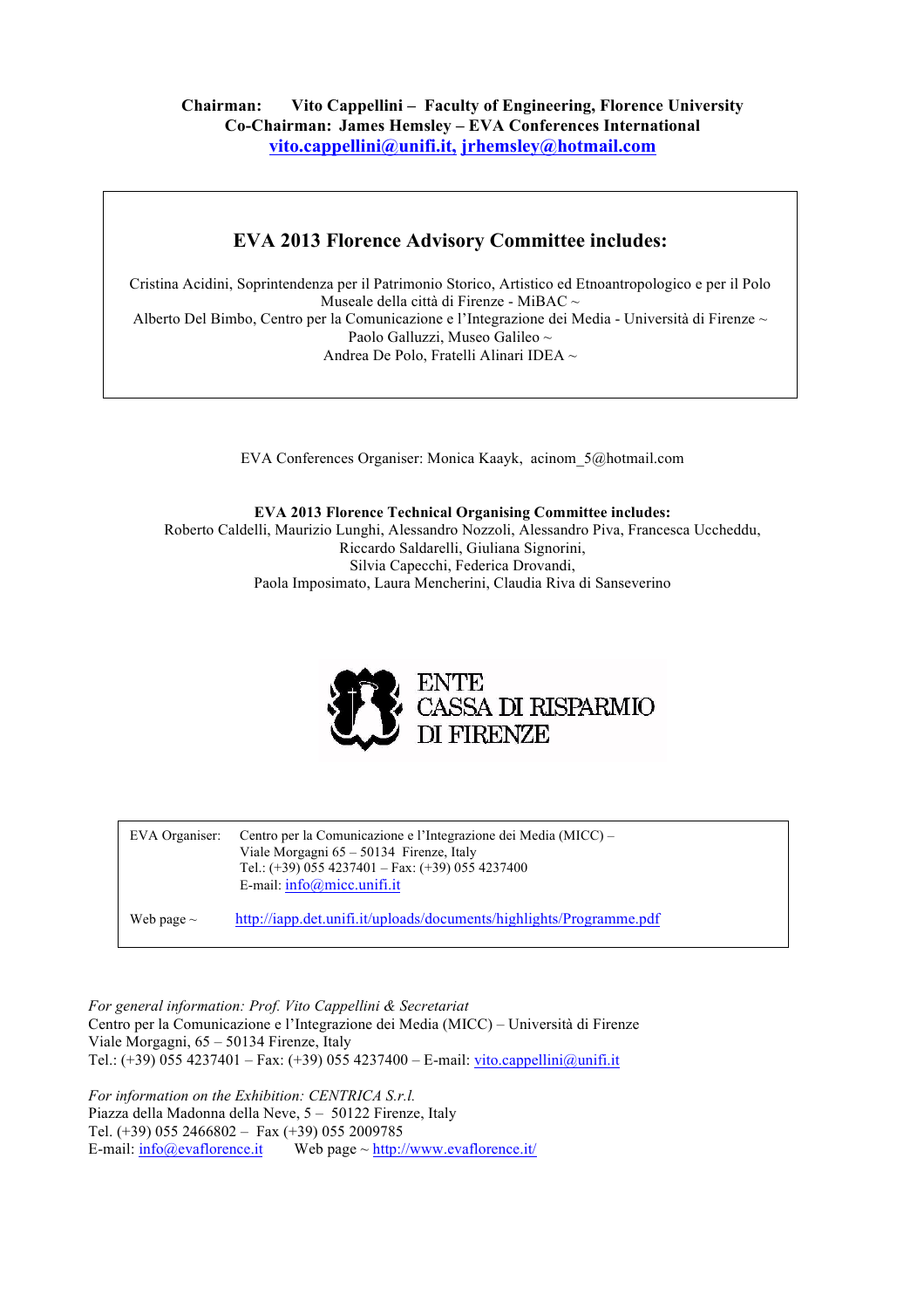**Chairman: Vito Cappellini – Faculty of Engineering, Florence University**
**Co-Chairman: James Hemsley – EVA Conferences International**
**vito.cappellini@unifi.it, jrhemsley@hotmail.com**

## EVA 2013 Florence Advisory Committee includes:

Cristina Acidini, Soprintendenza per il Patrimonio Storico, Artistico ed Etnoantropologico e per il Polo Museale della città di Firenze - MiBAC ~
Alberto Del Bimbo, Centro per la Comunicazione e l'Integrazione dei Media - Università di Firenze ~
Paolo Galluzzi, Museo Galileo ~
Andrea De Polo, Fratelli Alinari IDEA ~

EVA Conferences Organiser: Monica Kaayk, acinom_5@hotmail.com

**EVA 2013 Florence Technical Organising Committee includes:**
Roberto Caldelli, Maurizio Lunghi, Alessandro Nozzoli, Alessandro Piva, Francesca Uccheddu, Riccardo Saldarelli, Giuliana Signorini, Silvia Capecchi, Federica Drovandi, Paola Imposimato, Laura Mencherini, Claudia Riva di Sanseverino

ENTE CASSA DI RISPARMIO DI FIRENZE

EVA Organiser: Centro per la Comunicazione e l'Integrazione dei Media (MICC) –
Viale Morgagni 65 – 50134 Firenze, Italy
Tel.: (+39) 055 4237401 – Fax: (+39) 055 4237400
E-mail: info@micc.unifi.it

Web page ~ http://iapp.det.unifi.it/uploads/documents/highlights/Programme.pdf

*For general information: Prof. Vito Cappellini & Secretariat*
Centro per la Comunicazione e l'Integrazione dei Media (MICC) – Università di Firenze
Viale Morgagni, 65 – 50134 Firenze, Italy
Tel.: (+39) 055 4237401 – Fax: (+39) 055 4237400 – E-mail: vito.cappellini@unifi.it

*For information on the Exhibition: CENTRICA S.r.l.*
Piazza della Madonna della Neve, 5 – 50122 Firenze, Italy
Tel. (+39) 055 2466802 – Fax (+39) 055 2009785
E-mail: info@evaflorence.it Web page ~ http://www.evaflorence.it/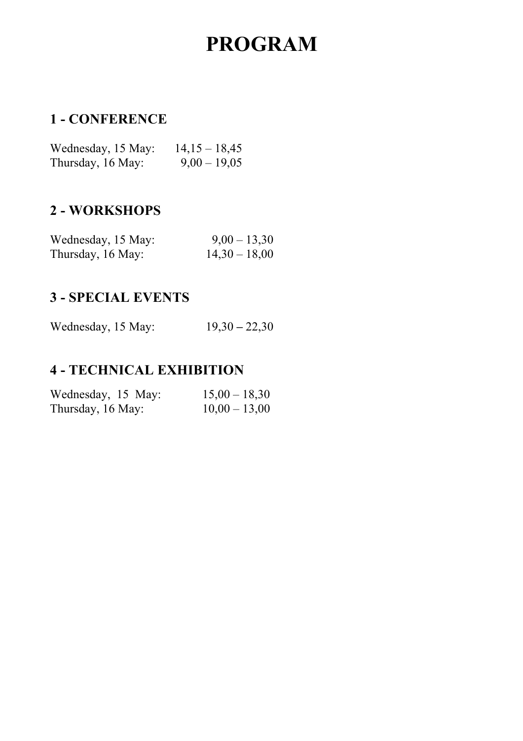# PROGRAM

## 1 - CONFERENCE

Wednesday, 15 May: 14,15 – 18,45
Thursday, 16 May: 9,00 – 19,05

## 2 - WORKSHOPS

Wednesday, 15 May: 9,00 – 13,30
Thursday, 16 May: 14,30 – 18,00

## 3 - SPECIAL EVENTS

Wednesday, 15 May: 19,30 – 22,30

## 4 - TECHNICAL EXHIBITION

Wednesday, 15 May: 15,00 – 18,30
Thursday, 16 May: 10,00 – 13,00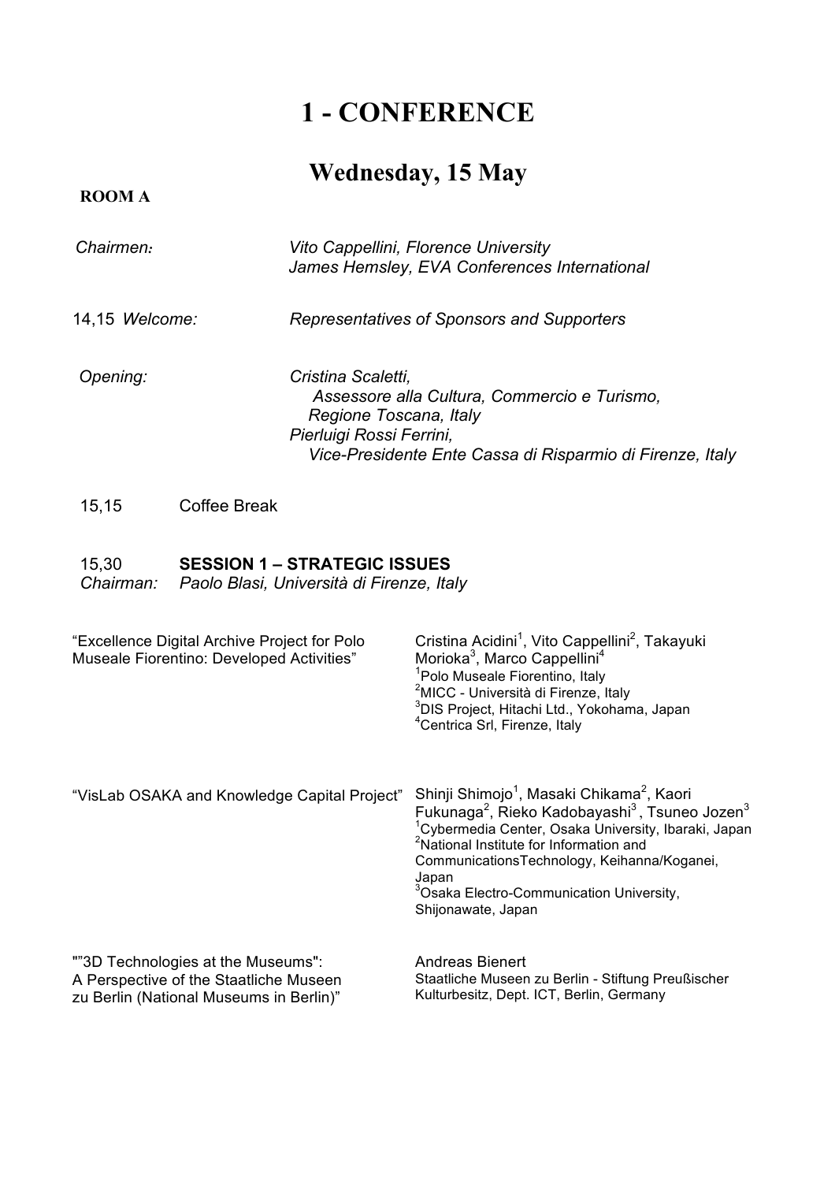# 1 - CONFERENCE

## Wednesday, 15 May

**ROOM A**

*Chairmen:* *Vito Cappellini, Florence University*
*James Hemsley, EVA Conferences International*

14,15 *Welcome:* *Representatives of Sponsors and Supporters*

*Opening:* *Cristina Scaletti,*
*Assessore alla Cultura, Commercio e Turismo,*
*Regione Toscana, Italy*
*Pierluigi Rossi Ferrini,*
*Vice-Presidente Ente Cassa di Risparmio di Firenze, Italy*

15,15 Coffee Break

15,30 **SESSION 1 – STRATEGIC ISSUES**
*Chairman:* *Paolo Blasi, Università di Firenze, Italy*

“Excellence Digital Archive Project for Polo Museale Fiorentino: Developed Activities”

Cristina Acidini[1], Vito Cappellini[2], Takayuki Morioka[3], Marco Cappellini[4]
[1]Polo Museale Fiorentino, Italy
[2]MICC - Università di Firenze, Italy
[3]DIS Project, Hitachi Ltd., Yokohama, Japan
[4]Centrica Srl, Firenze, Italy

“VisLab OSAKA and Knowledge Capital Project”

Shinji Shimojo[1], Masaki Chikama[2], Kaori Fukunaga[2], Rieko Kadobayashi[3], Tsuneo Jozen[3]
[1]Cybermedia Center, Osaka University, Ibaraki, Japan
[2]National Institute for Information and CommunicationsTechnology, Keihanna/Koganei, Japan
[3]Osaka Electro-Communication University, Shijonawate, Japan

“"3D Technologies at the Museums": A Perspective of the Staatliche Museen zu Berlin (National Museums in Berlin)”

Andreas Bienert
Staatliche Museen zu Berlin - Stiftung Preußischer Kulturbesitz, Dept. ICT, Berlin, Germany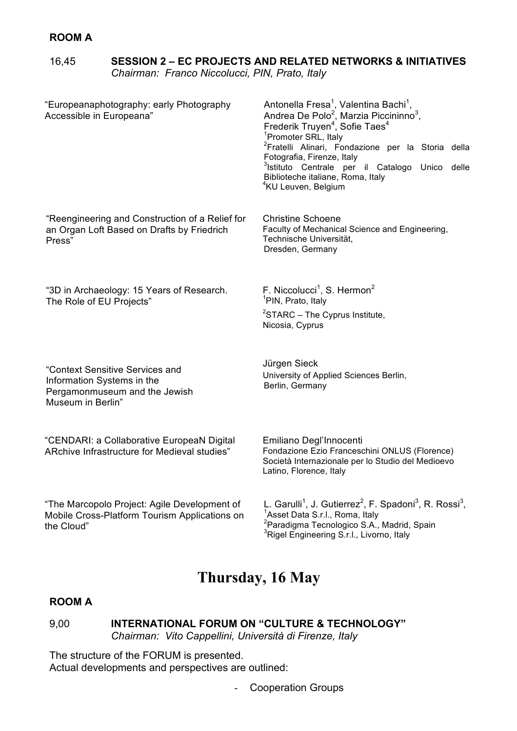**ROOM A**

16,45 **SESSION 2 – EC PROJECTS AND RELATED NETWORKS & INITIATIVES**
*Chairman: Franco Niccolucci, PIN, Prato, Italy*

"Europeanaphotography: early Photography Accessible in Europeana"

Antonella Fresa[1], Valentina Bachi[1], Andrea De Polo[2], Marzia Piccininno[3], Frederik Truyen[4], Sofie Taes[4]
[1]Promoter SRL, Italy
[2]Fratelli Alinari, Fondazione per la Storia della Fotografia, Firenze, Italy
[3]Istituto Centrale per il Catalogo Unico delle Biblioteche italiane, Roma, Italy
[4]KU Leuven, Belgium

"Reengineering and Construction of a Relief for an Organ Loft Based on Drafts by Friedrich Press"

Christine Schoene
Faculty of Mechanical Science and Engineering, Technische Universität, Dresden, Germany

"3D in Archaeology: 15 Years of Research. The Role of EU Projects"

F. Niccolucci[1], S. Hermon[2]
[1]PIN, Prato, Italy
[2]STARC – The Cyprus Institute, Nicosia, Cyprus

"Context Sensitive Services and Information Systems in the Pergamonmuseum and the Jewish Museum in Berlin"

Jürgen Sieck
University of Applied Sciences Berlin, Berlin, Germany

"CENDARI: a Collaborative EuropeaN Digital ARchive Infrastructure for Medieval studies"

Emiliano Degl'Innocenti
Fondazione Ezio Franceschini ONLUS (Florence)
Società Internazionale per lo Studio del Medioevo Latino, Florence, Italy

"The Marcopolo Project: Agile Development of Mobile Cross-Platform Tourism Applications on the Cloud"

L. Garulli[1], J. Gutierrez[2], F. Spadoni[3], R. Rossi[3],
[1]Asset Data S.r.l., Roma, Italy
[2]Paradigma Tecnologico S.A., Madrid, Spain
[3]Rigel Engineering S.r.l., Livorno, Italy

# Thursday, 16 May

**ROOM A**

9,00 **INTERNATIONAL FORUM ON "CULTURE & TECHNOLOGY"**
*Chairman: Vito Cappellini, Università di Firenze, Italy*

The structure of the FORUM is presented.
Actual developments and perspectives are outlined:

- Cooperation Groups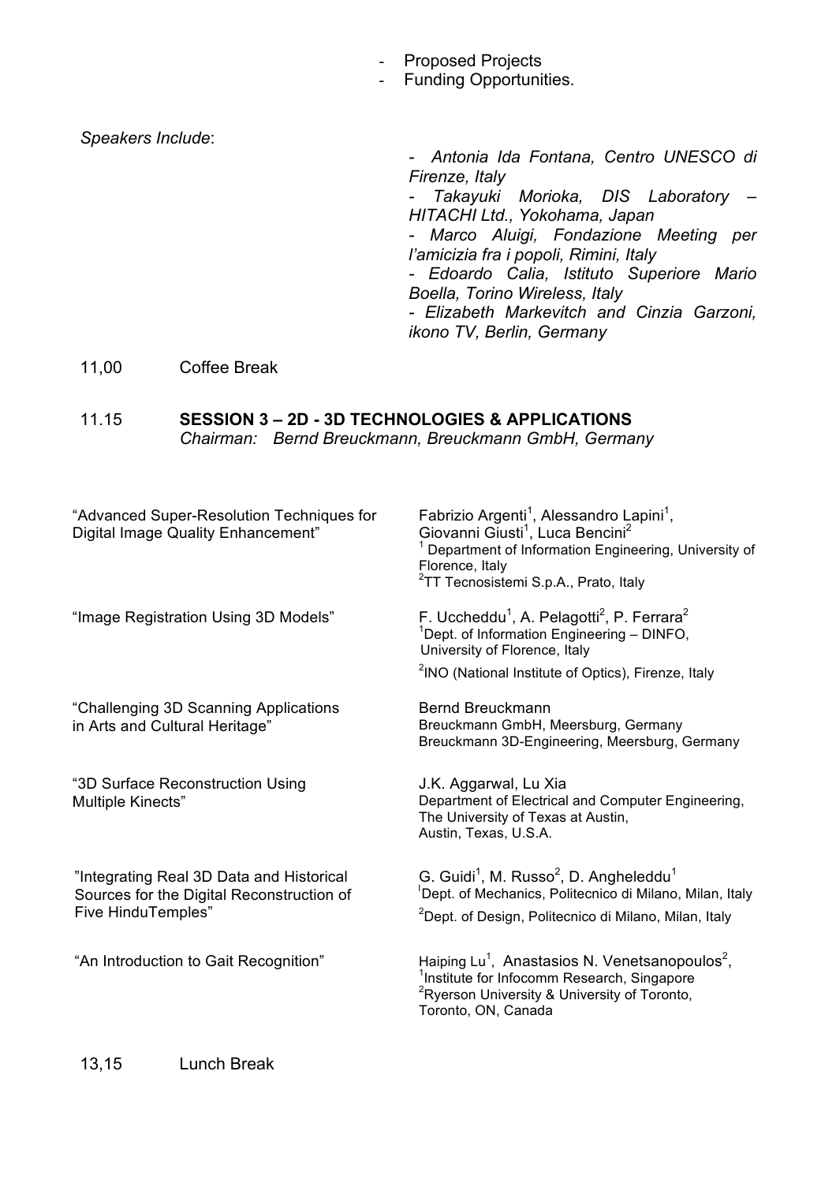- Proposed Projects
- Funding Opportunities.

*Speakers Include*:

- *Antonia Ida Fontana, Centro UNESCO di Firenze, Italy*
- *Takayuki Morioka, DIS Laboratory – HITACHI Ltd., Yokohama, Japan*
- *Marco Aluigi, Fondazione Meeting per l'amicizia fra i popoli, Rimini, Italy*
- *Edoardo Calia, Istituto Superiore Mario Boella, Torino Wireless, Italy*
- *Elizabeth Markevitch and Cinzia Garzoni, ikono TV, Berlin, Germany*

11,00 Coffee Break

11.15 **SESSION 3 – 2D - 3D TECHNOLOGIES & APPLICATIONS**
*Chairman: Bernd Breuckmann, Breuckmann GmbH, Germany*

"Advanced Super-Resolution Techniques for Digital Image Quality Enhancement"
Fabrizio Argenti[1], Alessandro Lapini[1], Giovanni Giusti[1], Luca Bencini[2]
[1] Department of Information Engineering, University of Florence, Italy
[2]TT Tecnosistemi S.p.A., Prato, Italy

"Image Registration Using 3D Models"
F. Uccheddu[1], A. Pelagotti[2], P. Ferrara[2]
[1]Dept. of Information Engineering – DINFO, University of Florence, Italy
[2]INO (National Institute of Optics), Firenze, Italy

"Challenging 3D Scanning Applications in Arts and Cultural Heritage"
Bernd Breuckmann
Breuckmann GmbH, Meersburg, Germany
Breuckmann 3D-Engineering, Meersburg, Germany

"3D Surface Reconstruction Using Multiple Kinects"
J.K. Aggarwal, Lu Xia
Department of Electrical and Computer Engineering, The University of Texas at Austin, Austin, Texas, U.S.A.

"Integrating Real 3D Data and Historical Sources for the Digital Reconstruction of Five HinduTemples"
G. Guidi[1], M. Russo[2], D. Angheleddu[1]
[1]Dept. of Mechanics, Politecnico di Milano, Milan, Italy
[2]Dept. of Design, Politecnico di Milano, Milan, Italy

"An Introduction to Gait Recognition"
Haiping Lu[1], Anastasios N. Venetsanopoulos[2],
[1]Institute for Infocomm Research, Singapore
[2]Ryerson University & University of Toronto, Toronto, ON, Canada

13,15 Lunch Break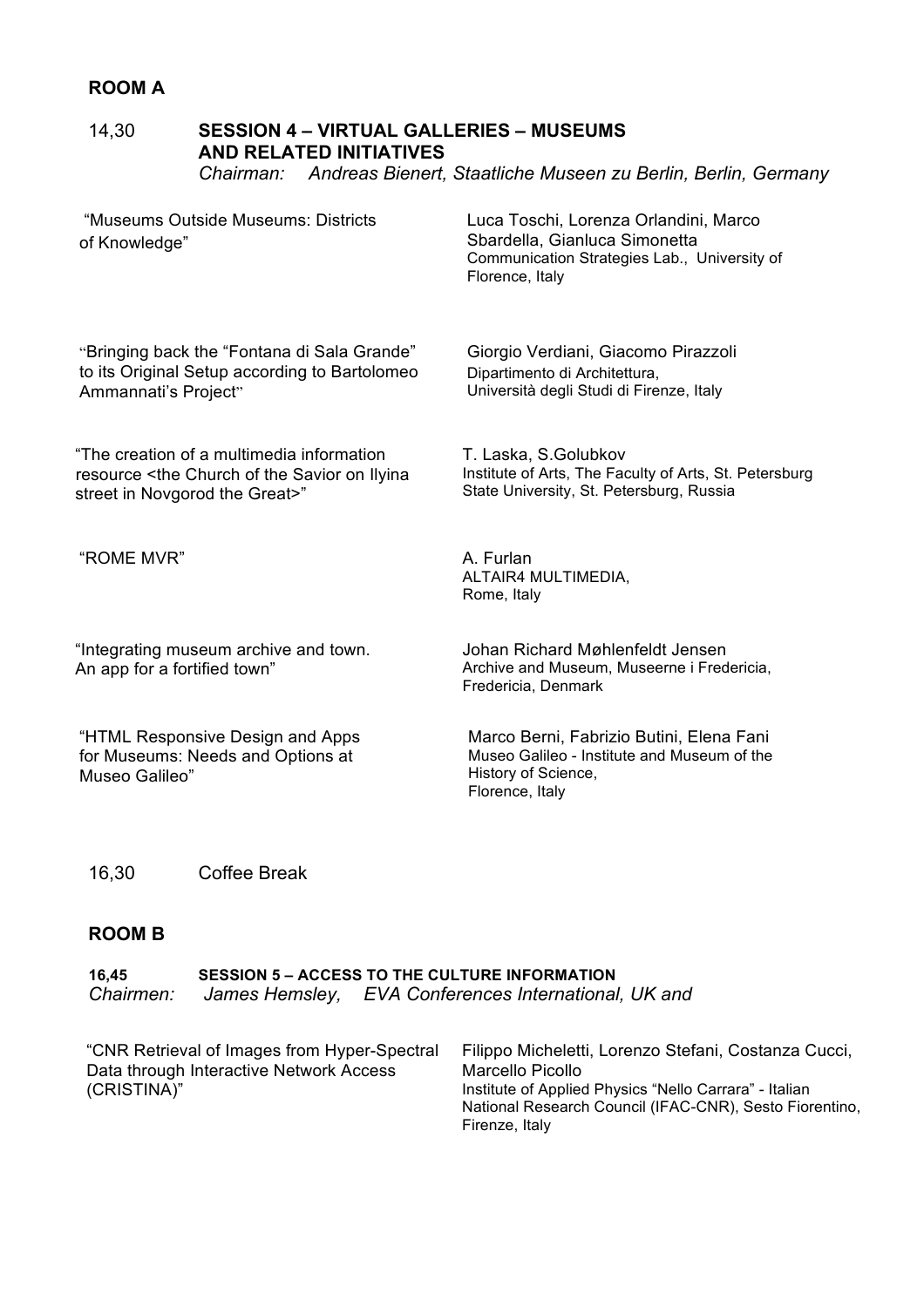## ROOM A

**14,30 SESSION 4 – VIRTUAL GALLERIES – MUSEUMS AND RELATED INITIATIVES**

*Chairman: Andreas Bienert, Staatliche Museen zu Berlin, Berlin, Germany*

"Museums Outside Museums: Districts of Knowledge"
Luca Toschi, Lorenza Orlandini, Marco Sbardella, Gianluca Simonetta
Communication Strategies Lab., University of Florence, Italy

"Bringing back the "Fontana di Sala Grande" to its Original Setup according to Bartolomeo Ammannati's Project"
Giorgio Verdiani, Giacomo Pirazzoli
Dipartimento di Architettura, Università degli Studi di Firenze, Italy

"The creation of a multimedia information resource <the Church of the Savior on Ilyina street in Novgorod the Great>"
T. Laska, S.Golubkov
Institute of Arts, The Faculty of Arts, St. Petersburg State University, St. Petersburg, Russia

"ROME MVR"
A. Furlan
ALTAIR4 MULTIMEDIA, Rome, Italy

"Integrating museum archive and town. An app for a fortified town"
Johan Richard Møhlenfeldt Jensen
Archive and Museum, Museerne i Fredericia, Fredericia, Denmark

"HTML Responsive Design and Apps for Museums: Needs and Options at Museo Galileo"
Marco Berni, Fabrizio Butini, Elena Fani
Museo Galileo - Institute and Museum of the History of Science, Florence, Italy

16,30 Coffee Break

## ROOM B

**16,45 SESSION 5 – ACCESS TO THE CULTURE INFORMATION**

*Chairmen: James Hemsley, EVA Conferences International, UK and*

"CNR Retrieval of Images from Hyper-Spectral Data through Interactive Network Access (CRISTINA)"
Filippo Micheletti, Lorenzo Stefani, Costanza Cucci, Marcello Picollo
Institute of Applied Physics "Nello Carrara" - Italian National Research Council (IFAC-CNR), Sesto Fiorentino, Firenze, Italy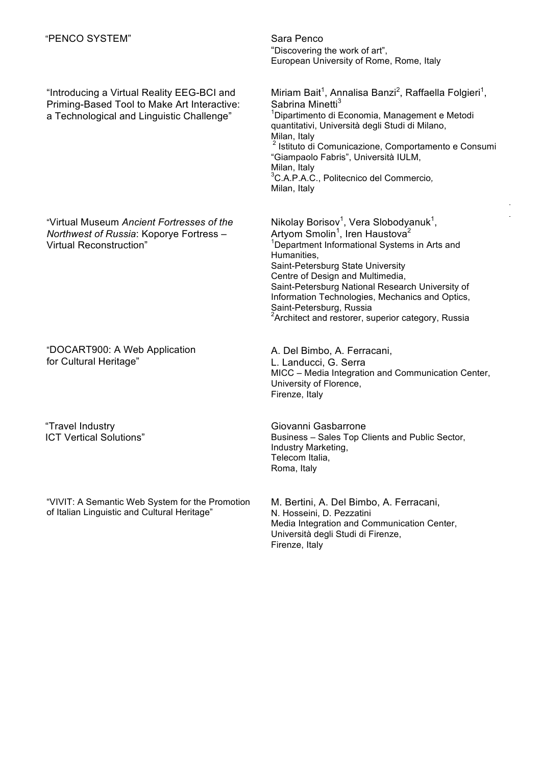"PENCO SYSTEM"

Sara Penco
"Discovering the work of art",
European University of Rome, Rome, Italy

"Introducing a Virtual Reality EEG-BCI and Priming-Based Tool to Make Art Interactive: a Technological and Linguistic Challenge"

Miriam Bait[1], Annalisa Banzi[2], Raffaella Folgieri[1], Sabrina Minetti[3]
[1]Dipartimento di Economia, Management e Metodi quantitativi, Università degli Studi di Milano, Milan, Italy
[2] Istituto di Comunicazione, Comportamento e Consumi "Giampaolo Fabris", Università IULM, Milan, Italy
[3]C.A.P.A.C., Politecnico del Commercio, Milan, Italy

"Virtual Museum *Ancient Fortresses of the Northwest of Russia*: Koporye Fortress – Virtual Reconstruction"

Nikolay Borisov[1], Vera Slobodyanuk[1], Artyom Smolin[1], Iren Haustova[2]
[1]Department Informational Systems in Arts and Humanities, Saint-Petersburg State University
Centre of Design and Multimedia, Saint-Petersburg National Research University of Information Technologies, Mechanics and Optics, Saint-Petersburg, Russia
[2]Architect and restorer, superior category, Russia

"DOCART900: A Web Application for Cultural Heritage"

A. Del Bimbo, A. Ferracani, L. Landucci, G. Serra
MICC – Media Integration and Communication Center, University of Florence, Firenze, Italy

"Travel Industry ICT Vertical Solutions"

Giovanni Gasbarrone
Business – Sales Top Clients and Public Sector, Industry Marketing, Telecom Italia, Roma, Italy

"VIVIT: A Semantic Web System for the Promotion of Italian Linguistic and Cultural Heritage"

M. Bertini, A. Del Bimbo, A. Ferracani, N. Hosseini, D. Pezzatini
Media Integration and Communication Center, Università degli Studi di Firenze, Firenze, Italy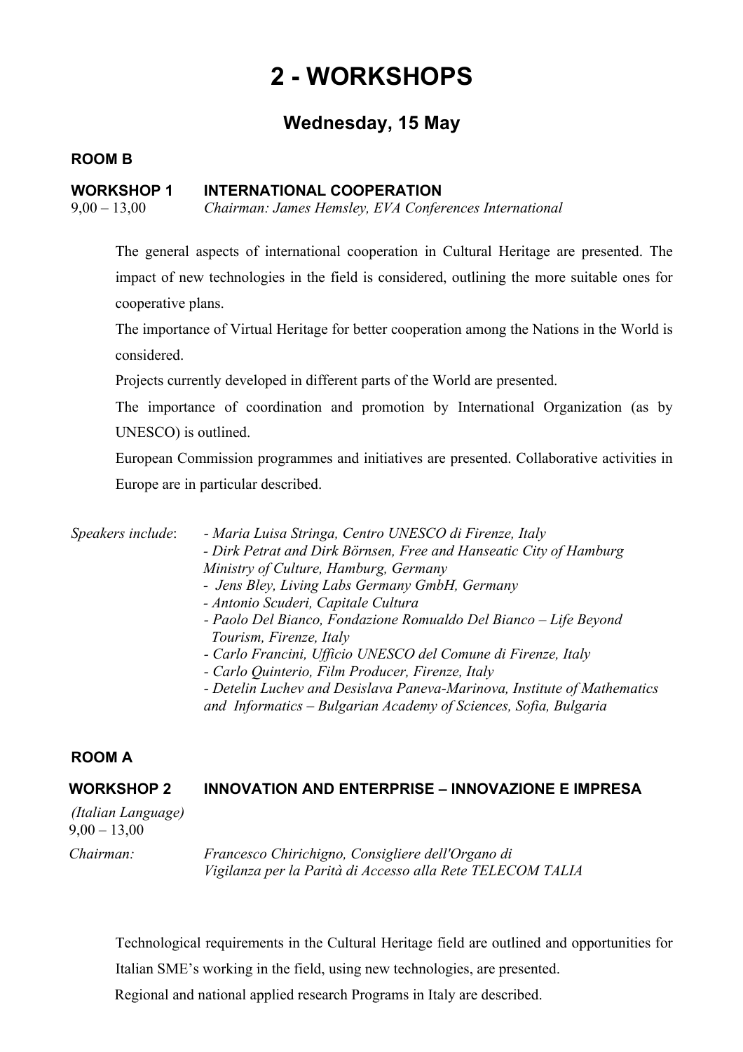# 2 - WORKSHOPS

## Wednesday, 15 May

**ROOM B**

**WORKSHOP 1 INTERNATIONAL COOPERATION**

9,00 – 13,00 *Chairman: James Hemsley, EVA Conferences International*

The general aspects of international cooperation in Cultural Heritage are presented. The impact of new technologies in the field is considered, outlining the more suitable ones for cooperative plans.

The importance of Virtual Heritage for better cooperation among the Nations in the World is considered.

Projects currently developed in different parts of the World are presented.

The importance of coordination and promotion by International Organization (as by UNESCO) is outlined.

European Commission programmes and initiatives are presented. Collaborative activities in Europe are in particular described.

*Speakers include*:

- *Maria Luisa Stringa, Centro UNESCO di Firenze, Italy*
- *Dirk Petrat and Dirk Börnsen, Free and Hanseatic City of Hamburg Ministry of Culture, Hamburg, Germany*
- *Jens Bley, Living Labs Germany GmbH, Germany*
- *Antonio Scuderi, Capitale Cultura*
- *Paolo Del Bianco, Fondazione Romualdo Del Bianco – Life Beyond Tourism, Firenze, Italy*
- *Carlo Francini, Ufficio UNESCO del Comune di Firenze, Italy*
- *Carlo Quinterio, Film Producer, Firenze, Italy*
- *Detelin Luchev and Desislava Paneva-Marinova, Institute of Mathematics and Informatics – Bulgarian Academy of Sciences, Sofia, Bulgaria*

**ROOM A**

**WORKSHOP 2 INNOVATION AND ENTERPRISE – INNOVAZIONE E IMPRESA**

*(Italian Language)*
9,00 – 13,00

*Chairman:* *Francesco Chirichigno, Consigliere dell'Organo di Vigilanza per la Parità di Accesso alla Rete TELECOM TALIA*

Technological requirements in the Cultural Heritage field are outlined and opportunities for Italian SME's working in the field, using new technologies, are presented.

Regional and national applied research Programs in Italy are described.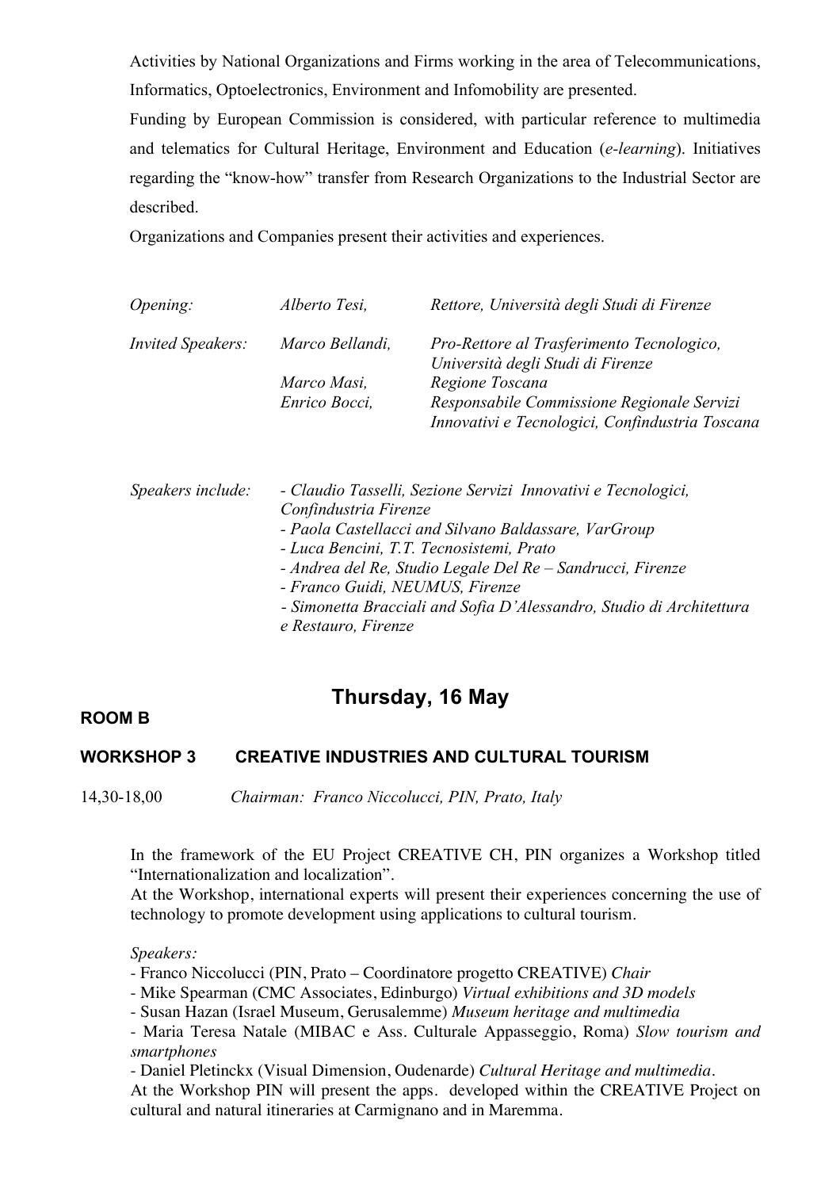Activities by National Organizations and Firms working in the area of Telecommunications, Informatics, Optoelectronics, Environment and Infomobility are presented.

Funding by European Commission is considered, with particular reference to multimedia and telematics for Cultural Heritage, Environment and Education (*e-learning*). Initiatives regarding the "know-how" transfer from Research Organizations to the Industrial Sector are described.

Organizations and Companies present their activities and experiences.

| | | |
|---|---|---|
| *Opening:* | *Alberto Tesi,* | *Rettore, Università degli Studi di Firenze* |
| *Invited Speakers:* | *Marco Bellandi,* | *Pro-Rettore al Trasferimento Tecnologico, Università degli Studi di Firenze* |
| | *Marco Masi,* | *Regione Toscana* |
| | *Enrico Bocci,* | *Responsabile Commissione Regionale Servizi Innovativi e Tecnologici, Confindustria Toscana* |

*Speakers include:*

- *Claudio Tasselli, Sezione Servizi Innovativi e Tecnologici, Confindustria Firenze*
- *Paola Castellacci and Silvano Baldassare, VarGroup*
- *Luca Bencini, T.T. Tecnosistemi, Prato*
- *Andrea del Re, Studio Legale Del Re – Sandrucci, Firenze*
- *Franco Guidi, NEUMUS, Firenze*
- *Simonetta Bracciali and Sofia D'Alessandro, Studio di Architettura e Restauro, Firenze*

## Thursday, 16 May

**ROOM B**

**WORKSHOP 3 CREATIVE INDUSTRIES AND CULTURAL TOURISM**

14,30-18,00 *Chairman: Franco Niccolucci, PIN, Prato, Italy*

In the framework of the EU Project CREATIVE CH, PIN organizes a Workshop titled "Internationalization and localization".

At the Workshop, international experts will present their experiences concerning the use of technology to promote development using applications to cultural tourism.

*Speakers:*

- Franco Niccolucci (PIN, Prato – Coordinatore progetto CREATIVE) *Chair*
- Mike Spearman (CMC Associates, Edinburgo) *Virtual exhibitions and 3D models*
- Susan Hazan (Israel Museum, Gerusalemme) *Museum heritage and multimedia*
- Maria Teresa Natale (MIBAC e Ass. Culturale Appasseggio, Roma) *Slow tourism and smartphones*
- Daniel Pletinckx (Visual Dimension, Oudenarde) *Cultural Heritage and multimedia*.

At the Workshop PIN will present the apps. developed within the CREATIVE Project on cultural and natural itineraries at Carmignano and in Maremma.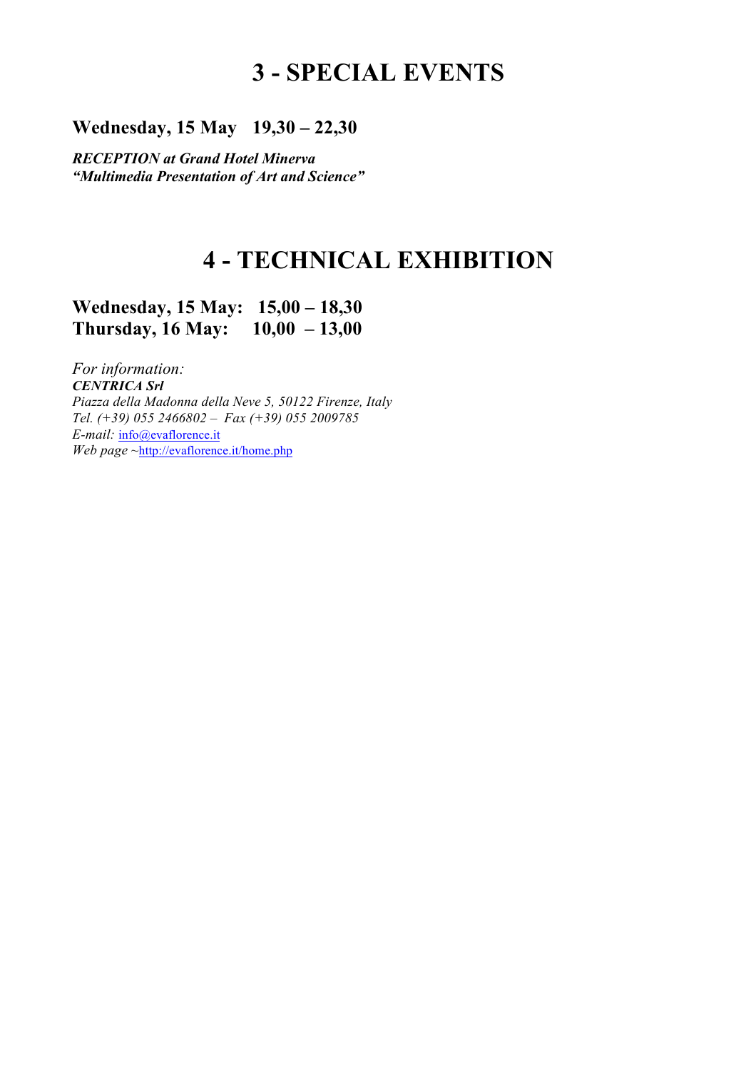# 3 - SPECIAL EVENTS

**Wednesday, 15 May   19,30 – 22,30**

***RECEPTION at Grand Hotel Minerva***
***"Multimedia Presentation of Art and Science"***

# 4 - TECHNICAL EXHIBITION

**Wednesday, 15 May:   15,00 – 18,30**
**Thursday, 16 May:   10,00  – 13,00**

*For information:*
***CENTRICA Srl***
*Piazza della Madonna della Neve 5, 50122 Firenze, Italy*
*Tel. (+39) 055 2466802 –  Fax (+39) 055 2009785*
*E-mail:* info@evaflorence.it
*Web page* ~http://evaflorence.it/home.php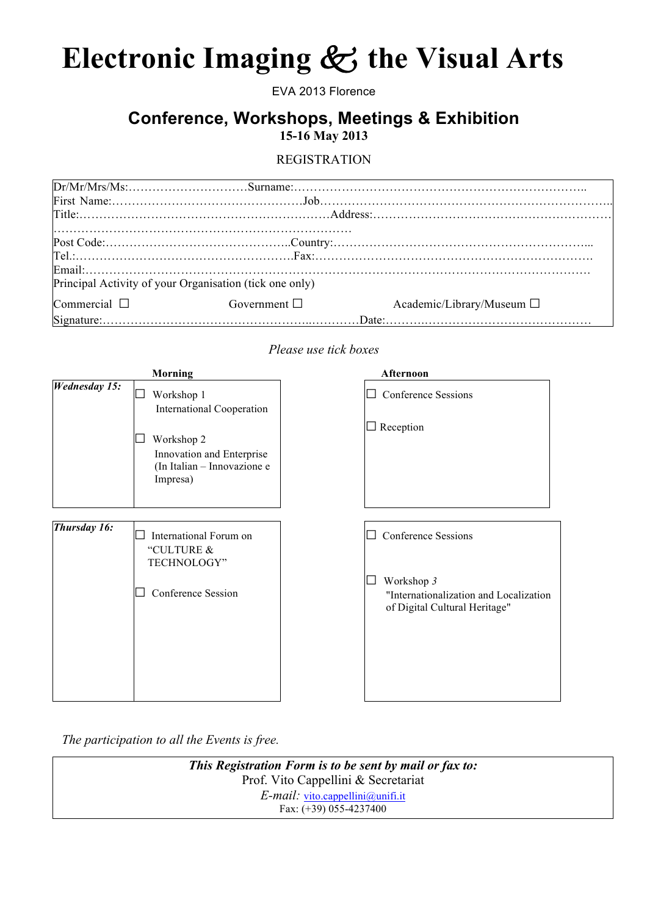# Electronic Imaging & the Visual Arts

EVA 2013 Florence

## Conference, Workshops, Meetings & Exhibition

**15-16 May 2013**

REGISTRATION

Dr/Mr/Mrs/Ms:…………………………Surname:………………………………………………………………..
First Name:…………………………………………Job……………………………………………………………..
Title:………………………………………………………Address:…………………………………………………
…………………………………………………………………
Post Code:………………………………………..Country:………………………………………………………...
Tel.:………………………………………………Fax:…………………………………………………………
Email:……………………………………………………………………………………………………………
Principal Activity of your Organisation (tick one only)

Commercial ☐ Government ☐ Academic/Library/Museum ☐

Signature:…………………………………………...…………Date:…….……………………………………

*Please use tick boxes*

| | Morning | Afternoon |
|---|---|---|
| ***Wednesday 15:*** | ☐ Workshop 1<br>International Cooperation<br><br>☐ Workshop 2<br>Innovation and Enterprise (In Italian – Innovazione e Impresa) | ☐ Conference Sessions<br><br>☐ Reception |
| ***Thursday 16:*** | ☐ International Forum on "CULTURE & TECHNOLOGY"<br><br>☐ Conference Session | ☐ Conference Sessions<br><br>☐ Workshop *3*<br>"Internationalization and Localization of Digital Cultural Heritage" |

*The participation to all the Events is free.*

***This Registration Form is to be sent by mail or fax to:***
Prof. Vito Cappellini & Secretariat
*E-mail:* vito.cappellini@unifi.it
Fax: (+39) 055-4237400